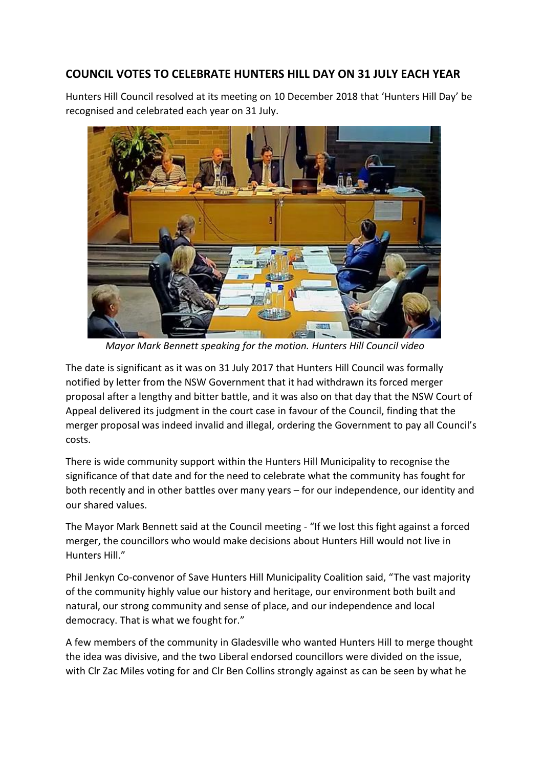## COUNCIL VOTES TO CELEBRATE HUNTERS HILL DAY ON 31 JULY EACH YEAR

Hunters Hill Council resolved at its meeting on 10 December 2018 that 'Hunters Hill Day' be recognised and celebrated each year on 31 July.

*Mayor Mark Bennett speaking for the motion. Hunters Hill Council video*

The date is significant as it was on 31 July 2017 that Hunters Hill Council was formally notified by letter from the NSW Government that it had withdrawn its forced merger proposal after a lengthy and bitter battle, and it was also on that day that the NSW Court of Appeal delivered its judgment in the court case in favour of the Council, finding that the merger proposal was indeed invalid and illegal, ordering the Government to pay all Council's costs.

There is wide community support within the Hunters Hill Municipality to recognise the significance of that date and for the need to celebrate what the community has fought for both recently and in other battles over many years – for our independence, our identity and our shared values.

The Mayor Mark Bennett said at the Council meeting - "If we lost this fight against a forced merger, the councillors who would make decisions about Hunters Hill would not live in Hunters Hill."

Phil Jenkyn Co-convenor of Save Hunters Hill Municipality Coalition said, "The vast majority of the community highly value our history and heritage, our environment both built and natural, our strong community and sense of place, and our independence and local democracy. That is what we fought for."

A few members of the community in Gladesville who wanted Hunters Hill to merge thought the idea was divisive, and the two Liberal endorsed councillors were divided on the issue, with Clr Zac Miles voting for and Clr Ben Collins strongly against as can be seen by what he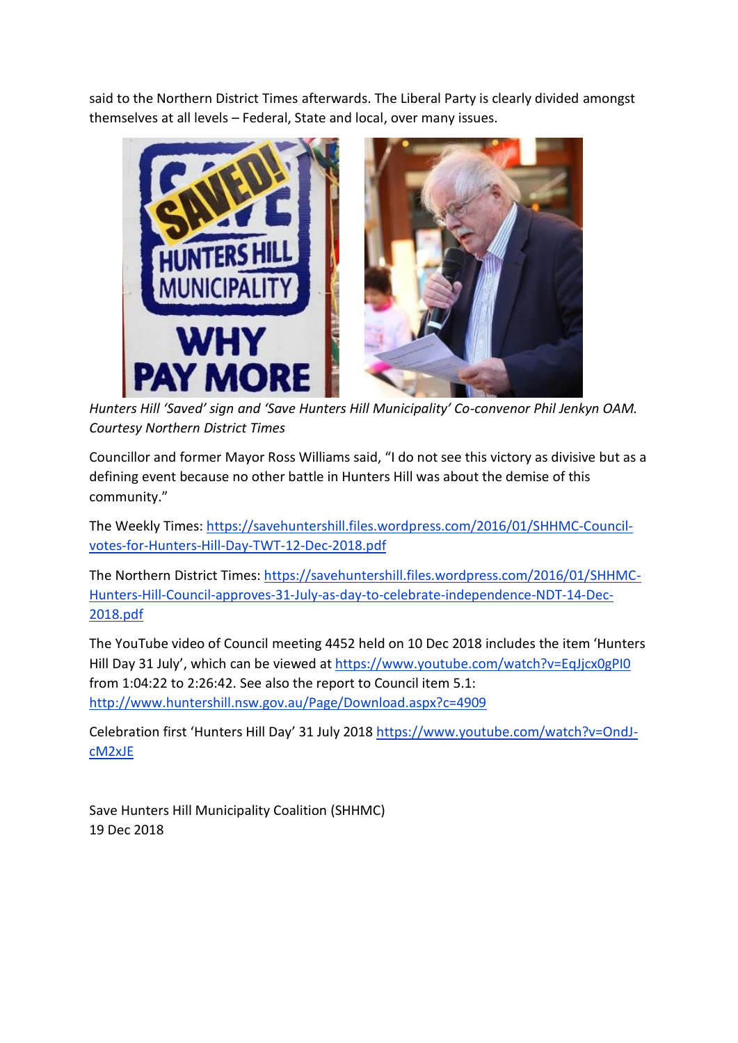said to the Northern District Times afterwards. The Liberal Party is clearly divided amongst themselves at all levels – Federal, State and local, over many issues.

*Hunters Hill 'Saved' sign and 'Save Hunters Hill Municipality' Co-convenor Phil Jenkyn OAM. Courtesy Northern District Times*

Councillor and former Mayor Ross Williams said, "I do not see this victory as divisive but as a defining event because no other battle in Hunters Hill was about the demise of this community."

The Weekly Times: https://savehuntershill.files.wordpress.com/2016/01/SHHMC-Council-votes-for-Hunters-Hill-Day-TWT-12-Dec-2018.pdf

The Northern District Times: https://savehuntershill.files.wordpress.com/2016/01/SHHMC-Hunters-Hill-Council-approves-31-July-as-day-to-celebrate-independence-NDT-14-Dec-2018.pdf

The YouTube video of Council meeting 4452 held on 10 Dec 2018 includes the item 'Hunters Hill Day 31 July', which can be viewed at https://www.youtube.com/watch?v=EqJjcx0gPI0 from 1:04:22 to 2:26:42. See also the report to Council item 5.1: http://www.huntershill.nsw.gov.au/Page/Download.aspx?c=4909

Celebration first 'Hunters Hill Day' 31 July 2018 https://www.youtube.com/watch?v=OndJ-cM2xJE

Save Hunters Hill Municipality Coalition (SHHMC)
19 Dec 2018